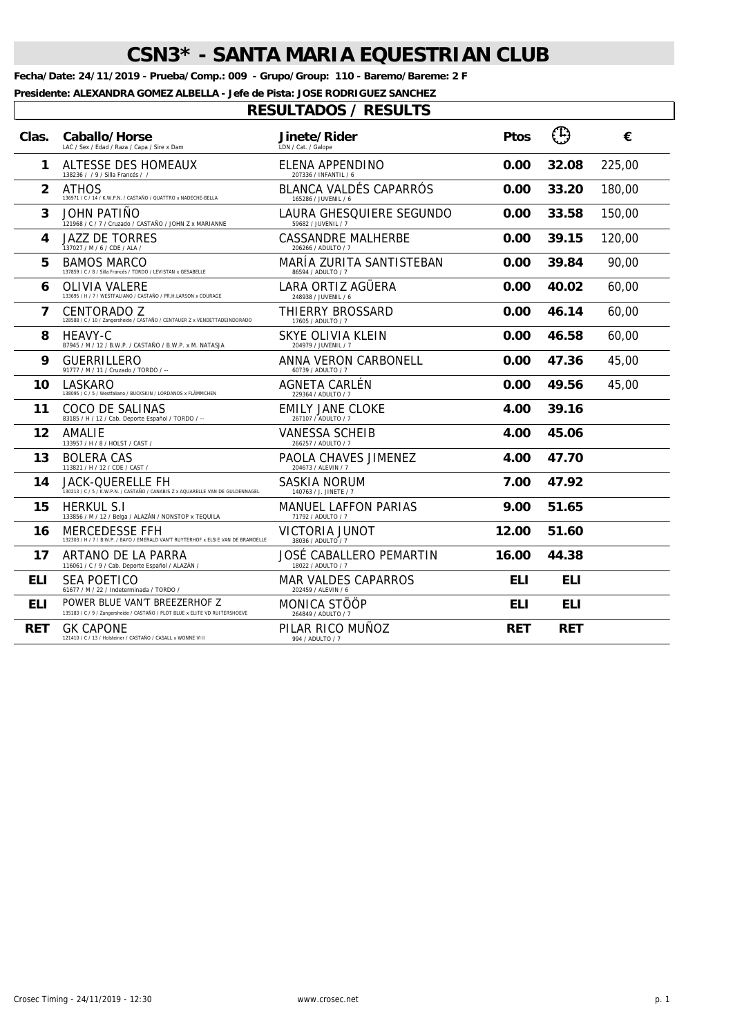# CSN3* - SANTA MARIA EQUESTRIAN CLUB

**Fecha/Date: 24/11/2019 - Prueba/Comp.: 009 - Grupo/Group: 110 - Baremo/Bareme: 2 F**

**Presidente: ALEXANDRA GOMEZ ALBELLA - Jefe de Pista: JOSE RODRIGUEZ SANCHEZ**

## RESULTADOS / RESULTS

| Clas. | Caballo/Horse<br>LAC / Sex / Edad / Raza / Capa / Sire x Dam | Jinete/Rider<br>LDN / Cat. / Galope | Ptos | 🕒 | € |
|---|---|---|---|---|---|
| 1 | ALTESSE DES HOMEAUX<br>138236 / / 9 / Silla Francés / / | ELENA APPENDINO<br>207336 / INFANTIL / 6 | 0.00 | 32.08 | 225,00 |
| 2 | ATHOS<br>136971 / C / 14 / K.W.P.N. / CASTAÑO / QUATTRO x NADECHE-BELLA | BLANCA VALDÉS CAPARRÓS<br>165286 / JUVENIL / 6 | 0.00 | 33.20 | 180,00 |
| 3 | JOHN PATIÑO<br>121968 / C / 7 / Cruzado / CASTAÑO / JOHN Z x MARIANNE | LAURA GHESQUIERE SEGUNDO<br>59682 / JUVENIL / 7 | 0.00 | 33.58 | 150,00 |
| 4 | JAZZ DE TORRES<br>137027 / M / 6 / CDE / ALA / | CASSANDRE MALHERBE<br>206266 / ADULTO / 7 | 0.00 | 39.15 | 120,00 |
| 5 | BAMOS MARCO<br>137859 / C / 8 / Silla Francés / TORDO / LEVISTAN x GESABELLE | MARÍA ZURITA SANTISTEBAN<br>86594 / ADULTO / 7 | 0.00 | 39.84 | 90,00 |
| 6 | OLIVIA VALERE<br>133695 / H / 7 / WESTFALIANO / CASTAÑO / PR.H.LARSON x COURAGE | LARA ORTIZ AGÜERA<br>248938 / JUVENIL / 6 | 0.00 | 40.02 | 60,00 |
| 7 | CENTORADO Z<br>128588 / C / 10 / Zangersheide / CASTAÑO / CENTAUER Z x VENDETTADEINDORADO | THIERRY BROSSARD<br>17605 / ADULTO / 7 | 0.00 | 46.14 | 60,00 |
| 8 | HEAVY-C<br>87945 / M / 12 / B.W.P. / CASTAÑO / B.W.P. x M. NATASJA | SKYE OLIVIA KLEIN<br>204979 / JUVENIL / 7 | 0.00 | 46.58 | 60,00 |
| 9 | GUERRILLERO<br>91777 / M / 11 / Cruzado / TORDO / -- | ANNA VERON CARBONELL<br>60739 / ADULTO / 7 | 0.00 | 47.36 | 45,00 |
| 10 | LASKARO<br>138095 / C / 5 / Westfaliano / BUCKSKIN / LORDANOS x FLÄMMCHEN | AGNETA CARLÉN<br>229364 / ADULTO / 7 | 0.00 | 49.56 | 45,00 |
| 11 | COCO DE SALINAS<br>83185 / H / 12 / Cab. Deporte Español / TORDO / -- | EMILY JANE CLOKE<br>267107 / ADULTO / 7 | 4.00 | 39.16 | |
| 12 | AMALIE<br>133957 / H / 8 / HOLST / CAST / | VANESSA SCHEIB<br>266257 / ADULTO / 7 | 4.00 | 45.06 | |
| 13 | BOLERA CAS<br>113821 / H / 12 / CDE / CAST / | PAOLA CHAVES JIMENEZ<br>204673 / ALEVIN / 7 | 4.00 | 47.70 | |
| 14 | JACK-QUERELLE FH<br>130213 / C / 5 / K.W.P.N. / CASTAÑO / CANABIS Z x AQUARELLE VAN DE GULDENNAGEL | SASKIA NORUM<br>140763 / J. JINETE / 7 | 7.00 | 47.92 | |
| 15 | HERKUL S.I<br>133856 / M / 12 / Belga / ALAZÁN / NONSTOP x TEQUILA | MANUEL LAFFON PARIAS<br>71792 / ADULTO / 7 | 9.00 | 51.65 | |
| 16 | MERCEDESSE FFH<br>132303 / H / 7 / B.W.P. / BAYO / EMERALD VAN'T RUYTERHOF x ELSIE VAN DE BRAMDELLE | VICTORIA JUNOT<br>38036 / ADULTO / 7 | 12.00 | 51.60 | |
| 17 | ARTANO DE LA PARRA<br>116061 / C / 9 / Cab. Deporte Español / ALAZÁN / | JOSÉ CABALLERO PEMARTIN<br>18022 / ADULTO / 7 | 16.00 | 44.38 | |
| ELI | SEA POETICO<br>61677 / M / 22 / Indeterminada / TORDO / | MAR VALDES CAPARROS<br>202459 / ALEVIN / 6 | ELI | ELI | |
| ELI | POWER BLUE VAN'T BREEZERHOF Z<br>135183 / C / 9 / Zangersheide / CASTAÑO / PLOT BLUE x ELITE VD RUITERSHOEVE | MONICA STÖÖP<br>264849 / ADULTO / 7 | ELI | ELI | |
| RET | GK CAPONE<br>121410 / C / 13 / Holsteiner / CASTAÑO / CASALL x WONNE VIII | PILAR RICO MUÑOZ<br>994 / ADULTO / 7 | RET | RET | |

Crosec Timing - 24/11/2019 - 12:30 www.crosec.net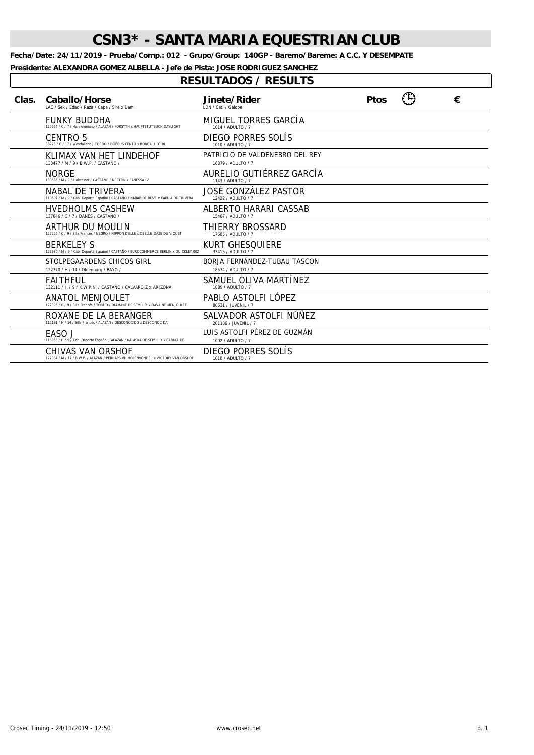# CSN3* - SANTA MARIA EQUESTRIAN CLUB

**Fecha/Date: 24/11/2019 - Prueba/Comp.: 012 - Grupo/Group: 140GP - Baremo/Bareme: A C.C. Y DESEMPATE**

**Presidente: ALEXANDRA GOMEZ ALBELLA - Jefe de Pista: JOSE RODRIGUEZ SANCHEZ**

## RESULTADOS / RESULTS

| Clas. | Caballo/Horse<br>LAC / Sex / Edad / Raza / Capa / Sire x Dam | Jinete/Rider<br>LDN / Cat. / Galope | Ptos | 🕒 | € |
|---|---|---|---|---|---|
| | FUNKY BUDDHA<br>120664 / C / 7 / Hannoveriano / ALAZÁN / FORSYTH x HAUPTSTUTBUCH DAYLIGHT | MIGUEL TORRES GARCÍA<br>1014 / ADULTO / 7 | | | |
| | CENTRO 5<br>88273 / C / 17 / Westfaliano / TORDO / DOBEL'S CENTO x RONCALLI GIRL | DIEGO PORRES SOLÍS<br>1010 / ADULTO / 7 | | | |
| | KLIMAX VAN HET LINDEHOF<br>133477 / M / 9 / B.W.P. / CASTAÑO / | PATRICIO DE VALDENEBRO DEL REY<br>16879 / ADULTO / 7 | | | |
| | NORGE<br>130635 / M / 9 / Holsteiner / CASTAÑO / NECTON x FANESSA IV | AURELIO GUTIÉRREZ GARCÍA<br>1143 / ADULTO / 7 | | | |
| | NABAL DE TRIVERA<br>110607 / M / 9 / Cab. Deporte Español / CASTAÑO / NABAB DE REVE x KABILA DE TRIVERA | JOSÉ GONZÁLEZ PASTOR<br>12422 / ADULTO / 7 | | | |
| | HVEDHOLMS CASHEW<br>137646 / C / 7 / DANÉS / CASTAÑO / | ALBERTO HARARI CASSAB<br>15487 / ADULTO / 7 | | | |
| | ARTHUR DU MOULIN<br>127226 / C / 9 / Silla Francés / NEGRO / NIPPON D'ELLE x OBELLE DAZE DU VIQUET | THIERRY BROSSARD<br>17605 / ADULTO / 7 | | | |
| | BERKELEY S<br>127930 / M / 9 / Cab. Deporte Español / CASTAÑO / EUROCOMMERCE BERLIN x QUICKLEY 002 | KURT GHESQUIERE<br>33415 / ADULTO / 7 | | | |
| | STOLPEGAARDENS CHICOS GIRL<br>122770 / H / 14 / Oldenburg / BAYO / | BORJA FERNÁNDEZ-TUBAU TASCON<br>18574 / ADULTO / 7 | | | |
| | FAITHFUL<br>132111 / H / 9 / K.W.P.N. / CASTAÑO / CALVARO Z x ARIZONA | SAMUEL OLIVA MARTÍNEZ<br>1089 / ADULTO / 7 | | | |
| | ANATOL MENJOULET<br>122396 / C / 9 / Silla Francés / TORDO / DIAMANT DE SEMILLY x RAVAINE MENJOULET | PABLO ASTOLFI LÓPEZ<br>80631 / JUVENIL / 7 | | | |
| | ROXANE DE LA BERANGER<br>115191 / H / 14 / Silla Francés / ALAZÁN / DESCONOCIDO x DESCONOCIDA | SALVADOR ASTOLFI NÚÑEZ<br>201186 / JUVENIL / 7 | | | |
| | EASO J<br>116856 / H / 9 / Cab. Deporte Español / ALAZÁN / KALASKA DE SEMILLY x CARIATIDE | LUIS ASTOLFI PÉREZ DE GUZMÁN<br>1002 / ADULTO / 7 | | | |
| | CHIVAS VAN ORSHOF<br>122334 / M / 17 / B.W.P. / ALAZÁN / PERHAPS VH MOLENVONDEL x VICTORY VAN ORSHOF | DIEGO PORRES SOLÍS<br>1010 / ADULTO / 7 | | | |

Crosec Timing - 24/11/2019 - 12:50 www.crosec.net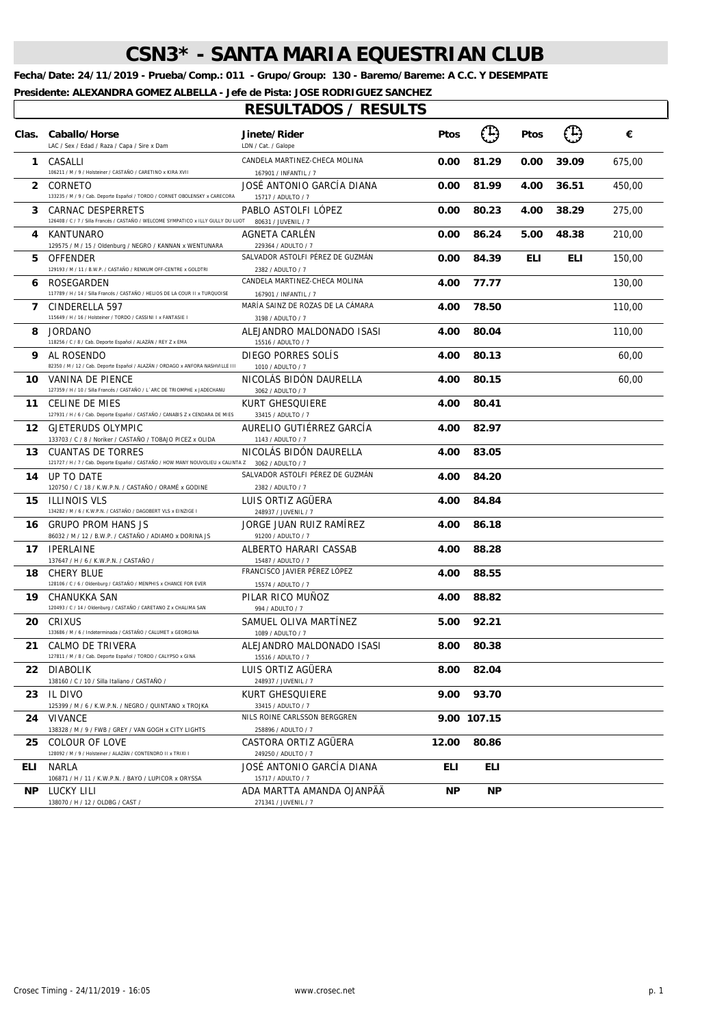# CSN3* - SANTA MARIA EQUESTRIAN CLUB

**Fecha/Date: 24/11/2019 - Prueba/Comp.: 011 - Grupo/Group: 130 - Baremo/Bareme: A C.C. Y DESEMPATE**

**Presidente: ALEXANDRA GOMEZ ALBELLA - Jefe de Pista: JOSE RODRIGUEZ SANCHEZ**

## RESULTADOS / RESULTS

| Clas. | Caballo/Horse<br>LAC / Sex / Edad / Raza / Capa / Sire x Dam | Jinete/Rider<br>LDN / Cat. / Galope | Ptos | ⏱ | Ptos | ⏱ | € |
|---|---|---|---|---|---|---|---|
| 1 | CASALLI<br>106211 / M / 9 / Holsteiner / CASTAÑO / CARETINO x KIRA XVII | CANDELA MARTINEZ-CHECA MOLINA<br>167901 / INFANTIL / 7 | 0.00 | 81.29 | 0.00 | 39.09 | 675,00 |
| 2 | CORNETO<br>133235 / M / 9 / Cab. Deporte Español / TORDO / CORNET OBOLENSKY x CARECORA | JOSÉ ANTONIO GARCÍA DIANA<br>15717 / ADULTO / 7 | 0.00 | 81.99 | 4.00 | 36.51 | 450,00 |
| 3 | CARNAC DESPERRETS<br>126408 / C / 7 / Silla Francés / CASTAÑO / WELCOME SYMPATICO x ILLY GULLY DU LUOT | PABLO ASTOLFI LÓPEZ<br>80631 / JUVENIL / 7 | 0.00 | 80.23 | 4.00 | 38.29 | 275,00 |
| 4 | KANTUNARO<br>129575 / M / 15 / Oldenburg / NEGRO / KANNAN x WENTUNARA | AGNETA CARLÉN<br>229364 / ADULTO / 7 | 0.00 | 86.24 | 5.00 | 48.38 | 210,00 |
| 5 | OFFENDER<br>129193 / M / 11 / B.W.P. / CASTAÑO / RENKUM OFF-CENTRE x GOLDTRI | SALVADOR ASTOLFI PÉREZ DE GUZMÁN<br>2382 / ADULTO / 7 | 0.00 | 84.39 | ELI | ELI | 150,00 |
| 6 | ROSEGARDEN<br>117789 / H / 14 / Silla Francés / CASTAÑO / HELIOS DE LA COUR II x TURQUOISE | CANDELA MARTINEZ-CHECA MOLINA<br>167901 / INFANTIL / 7 | 4.00 | 77.77 | | | 130,00 |
| 7 | CINDERELLA 597<br>115649 / H / 16 / Holsteiner / TORDO / CASSINI I x FANTASIE I | MARÍA SAINZ DE ROZAS DE LA CÁMARA<br>3198 / ADULTO / 7 | 4.00 | 78.50 | | | 110,00 |
| 8 | JORDANO<br>118256 / C / 8 / Cab. Deporte Español / ALAZÁN / REY Z x EMA | ALEJANDRO MALDONADO ISASI<br>15516 / ADULTO / 7 | 4.00 | 80.04 | | | 110,00 |
| 9 | AL ROSENDO<br>82350 / M / 12 / Cab. Deporte Español / ALAZÁN / ORDAGO x ANFORA NASHVILLE III | DIEGO PORRES SOLÍS<br>1010 / ADULTO / 7 | 4.00 | 80.13 | | | 60,00 |
| 10 | VANINA DE PIENCE<br>127359 / H / 10 / Silla Francés / CASTAÑO / L´ARC DE TRIOMPHE x JADECHANU | NICOLÁS BIDÓN DAURELLA<br>3062 / ADULTO / 7 | 4.00 | 80.15 | | | 60,00 |
| 11 | CELINE DE MIES<br>127931 / H / 6 / Cab. Deporte Español / CASTAÑO / CANABIS Z x CENDARA DE MIES | KURT GHESQUIERE<br>33415 / ADULTO / 7 | 4.00 | 80.41 | | | |
| 12 | GJETERUDS OLYMPIC<br>133703 / C / 8 / Noriker / CASTAÑO / TOBAJO PICEZ x OLIDA | AURELIO GUTIÉRREZ GARCÍA<br>1143 / ADULTO / 7 | 4.00 | 82.97 | | | |
| 13 | CUANTAS DE TORRES<br>121727 / H / 7 / Cab. Deporte Español / CASTAÑO / HOW MANY NOUVOLIEU x CALINTA Z | NICOLÁS BIDÓN DAURELLA<br>3062 / ADULTO / 7 | 4.00 | 83.05 | | | |
| 14 | UP TO DATE<br>120750 / C / 18 / K.W.P.N. / CASTAÑO / ORAMÉ x GODINE | SALVADOR ASTOLFI PÉREZ DE GUZMÁN<br>2382 / ADULTO / 7 | 4.00 | 84.20 | | | |
| 15 | ILLINOIS VLS<br>134282 / M / 6 / K.W.P.N. / CASTAÑO / DAGOBERT VLS x EINZIGE I | LUIS ORTIZ AGÜERA<br>248937 / JUVENIL / 7 | 4.00 | 84.84 | | | |
| 16 | GRUPO PROM HANS JS<br>86032 / M / 12 / B.W.P. / CASTAÑO / ADIAMO x DORINA JS | JORGE JUAN RUIZ RAMÍREZ<br>91200 / ADULTO / 7 | 4.00 | 86.18 | | | |
| 17 | IPERLAINE<br>137647 / H / 6 / K.W.P.N. / CASTAÑO / | ALBERTO HARARI CASSAB<br>15487 / ADULTO / 7 | 4.00 | 88.28 | | | |
| 18 | CHERY BLUE<br>128106 / C / 6 / Oldenburg / CASTAÑO / MENPHIS x CHANCE FOR EVER | FRANCISCO JAVIER PÉREZ LÓPEZ<br>15574 / ADULTO / 7 | 4.00 | 88.55 | | | |
| 19 | CHANUKKA SAN<br>120493 / C / 14 / Oldenburg / CASTAÑO / CARETANO Z x CHALIMA SAN | PILAR RICO MUÑOZ<br>994 / ADULTO / 7 | 4.00 | 88.82 | | | |
| 20 | CRIXUS<br>133686 / M / 6 / Indeterminada / CASTAÑO / CALUMET x GEORGINA | SAMUEL OLIVA MARTÍNEZ<br>1089 / ADULTO / 7 | 5.00 | 92.21 | | | |
| 21 | CALMO DE TRIVERA<br>127811 / M / 8 / Cab. Deporte Español / TORDO / CALYPSO x GINA | ALEJANDRO MALDONADO ISASI<br>15516 / ADULTO / 7 | 8.00 | 80.38 | | | |
| 22 | DIABOLIK<br>138160 / C / 10 / Silla Italiano / CASTAÑO / | LUIS ORTIZ AGÜERA<br>248937 / JUVENIL / 7 | 8.00 | 82.04 | | | |
| 23 | IL DIVO<br>125399 / M / 6 / K.W.P.N. / NEGRO / QUINTANO x TROJKA | KURT GHESQUIERE<br>33415 / ADULTO / 7 | 9.00 | 93.70 | | | |
| 24 | VIVANCE<br>138328 / M / 9 / FWB / GREY / VAN GOGH x CITY LIGHTS | NILS ROINE CARLSSON BERGGREN<br>258896 / ADULTO / 7 | 9.00 | 107.15 | | | |
| 25 | COLOUR OF LOVE<br>128092 / M / 9 / Holsteiner / ALAZÁN / CONTENDRO II x TRIXI I | CASTORA ORTIZ AGÜERA<br>249250 / ADULTO / 7 | 12.00 | 80.86 | | | |
| ELI | NARLA<br>106871 / H / 11 / K.W.P.N. / BAYO / LUPICOR x ORYSSA | JOSÉ ANTONIO GARCÍA DIANA<br>15717 / ADULTO / 7 | ELI | ELI | | | |
| NP | LUCKY LILI<br>138070 / H / 12 / OLDBG / CAST / | ADA MARTTA AMANDA OJANPÄÄ<br>271341 / JUVENIL / 7 | NP | NP | | | |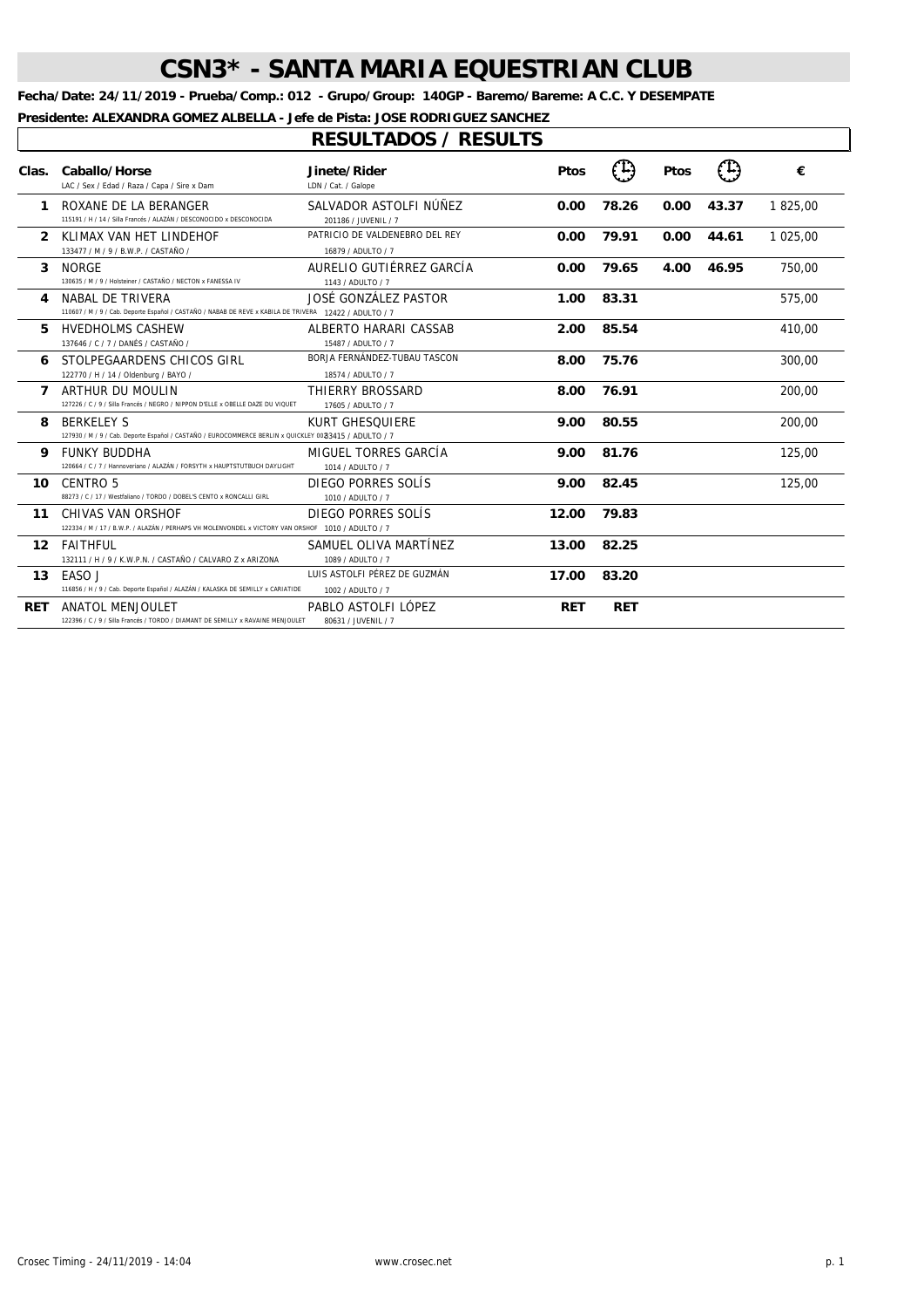# CSN3* - SANTA MARIA EQUESTRIAN CLUB

**Fecha/Date: 24/11/2019 - Prueba/Comp.: 012 - Grupo/Group: 140GP - Baremo/Bareme: A C.C. Y DESEMPATE**

**Presidente: ALEXANDRA GOMEZ ALBELLA - Jefe de Pista: JOSE RODRIGUEZ SANCHEZ**

## RESULTADOS / RESULTS

| Clas. | Caballo/Horse<br>LAC / Sex / Edad / Raza / Capa / Sire x Dam | Jinete/Rider<br>LDN / Cat. / Galope | Ptos | Tiempo | Ptos | Tiempo | € |
|---|---|---|---|---|---|---|---|
| 1 | ROXANE DE LA BERANGER<br>115191 / H / 14 / Silla Francés / ALAZÁN / DESCONOCIDO x DESCONOCIDA | SALVADOR ASTOLFI NÚÑEZ<br>201186 / JUVENIL / 7 | 0.00 | 78.26 | 0.00 | 43.37 | 1 825,00 |
| 2 | KLIMAX VAN HET LINDEHOF<br>133477 / M / 9 / B.W.P. / CASTAÑO / | PATRICIO DE VALDENEBRO DEL REY<br>16879 / ADULTO / 7 | 0.00 | 79.91 | 0.00 | 44.61 | 1 025,00 |
| 3 | NORGE<br>130635 / M / 9 / Holsteiner / CASTAÑO / NECTON x FANESSA IV | AURELIO GUTIÉRREZ GARCÍA<br>1143 / ADULTO / 7 | 0.00 | 79.65 | 4.00 | 46.95 | 750,00 |
| 4 | NABAL DE TRIVERA<br>110607 / M / 9 / Cab. Deporte Español / CASTAÑO / NABAB DE REVE x KABILA DE TRIVERA | JOSÉ GONZÁLEZ PASTOR<br>12422 / ADULTO / 7 | 1.00 | 83.31 | | | 575,00 |
| 5 | HVEDHOLMS CASHEW<br>137646 / C / 7 / DANÉS / CASTAÑO / | ALBERTO HARARI CASSAB<br>15487 / ADULTO / 7 | 2.00 | 85.54 | | | 410,00 |
| 6 | STOLPEGAARDENS CHICOS GIRL<br>122770 / H / 14 / Oldenburg / BAYO / | BORJA FERNÁNDEZ-TUBAU TASCON<br>18574 / ADULTO / 7 | 8.00 | 75.76 | | | 300,00 |
| 7 | ARTHUR DU MOULIN<br>127226 / C / 9 / Silla Francés / NEGRO / NIPPON D'ELLE x OBELLE DAZE DU VIQUET | THIERRY BROSSARD<br>17605 / ADULTO / 7 | 8.00 | 76.91 | | | 200,00 |
| 8 | BERKELEY S<br>127930 / M / 9 / Cab. Deporte Español / CASTAÑO / EUROCOMMERCE BERLIN x QUICKLEY 00 | KURT GHESQUIERE<br>83415 / ADULTO / 7 | 9.00 | 80.55 | | | 200,00 |
| 9 | FUNKY BUDDHA<br>120664 / C / 7 / Hannoveriano / ALAZÁN / FORSYTH x HAUPTSTUTBUCH DAYLIGHT | MIGUEL TORRES GARCÍA<br>1014 / ADULTO / 7 | 9.00 | 81.76 | | | 125,00 |
| 10 | CENTRO 5<br>88273 / C / 17 / Westfaliano / TORDO / DOBEL'S CENTO x RONCALLI GIRL | DIEGO PORRES SOLÍS<br>1010 / ADULTO / 7 | 9.00 | 82.45 | | | 125,00 |
| 11 | CHIVAS VAN ORSHOF<br>122334 / M / 17 / B.W.P. / ALAZÁN / PERHAPS VH MOLENVONDEL x VICTORY VAN ORSHOF | DIEGO PORRES SOLÍS<br>1010 / ADULTO / 7 | 12.00 | 79.83 | | | |
| 12 | FAITHFUL<br>132111 / H / 9 / K.W.P.N. / CASTAÑO / CALVARO Z x ARIZONA | SAMUEL OLIVA MARTÍNEZ<br>1089 / ADULTO / 7 | 13.00 | 82.25 | | | |
| 13 | EASO J<br>116856 / H / 9 / Cab. Deporte Español / ALAZÁN / KALASKA DE SEMILLY x CARIATIDE | LUIS ASTOLFI PÉREZ DE GUZMÁN<br>1002 / ADULTO / 7 | 17.00 | 83.20 | | | |
| RET | ANATOL MENJOULET<br>122396 / C / 9 / Silla Francés / TORDO / DIAMANT DE SEMILLY x RAVAINE MENJOULET | PABLO ASTOLFI LÓPEZ<br>80631 / JUVENIL / 7 | RET | RET | | | |

Crosec Timing - 24/11/2019 - 14:04 www.crosec.net